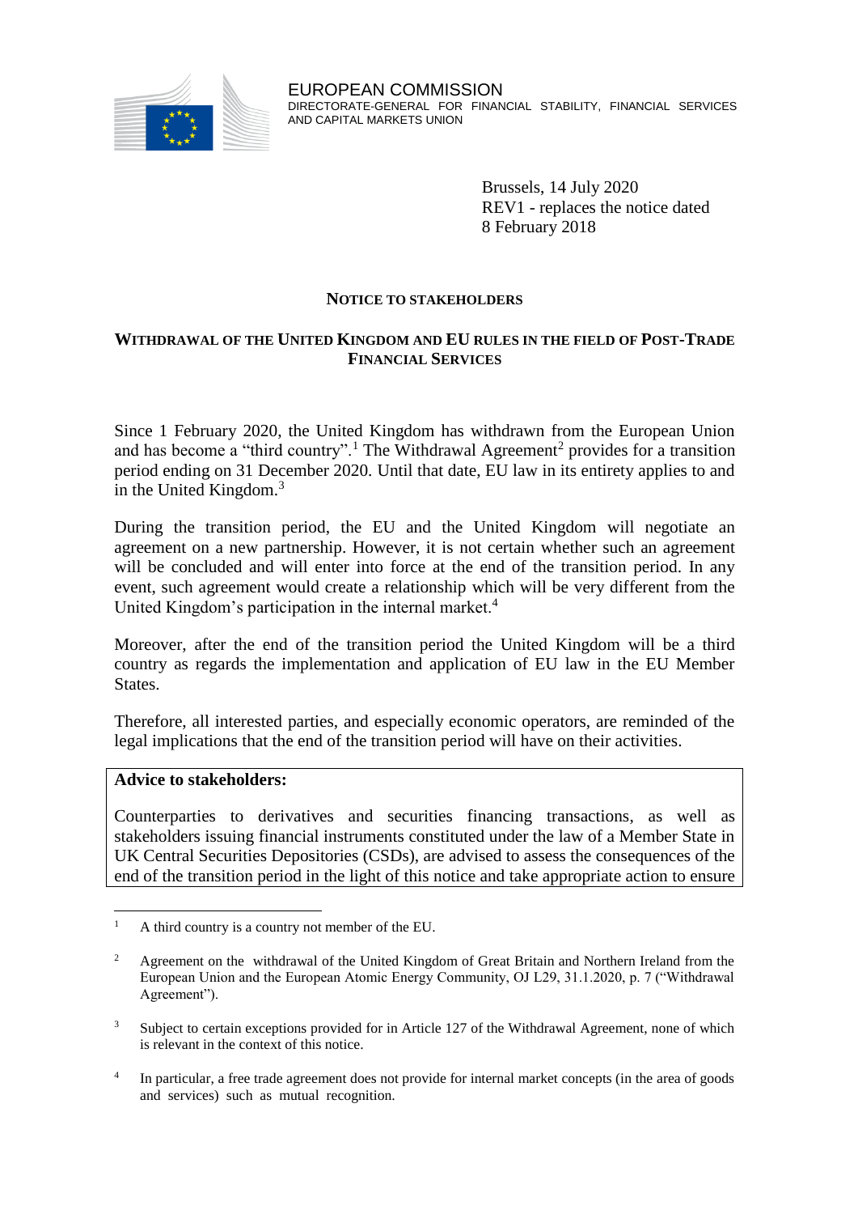EUROPEAN COMMISSION
DIRECTORATE-GENERAL FOR FINANCIAL STABILITY, FINANCIAL SERVICES AND CAPITAL MARKETS UNION

Brussels, 14 July 2020
REV1 - replaces the notice dated 8 February 2018

## NOTICE TO STAKEHOLDERS

## WITHDRAWAL OF THE UNITED KINGDOM AND EU RULES IN THE FIELD OF POST-TRADE FINANCIAL SERVICES

Since 1 February 2020, the United Kingdom has withdrawn from the European Union and has become a "third country".[1] The Withdrawal Agreement[2] provides for a transition period ending on 31 December 2020. Until that date, EU law in its entirety applies to and in the United Kingdom.[3]

During the transition period, the EU and the United Kingdom will negotiate an agreement on a new partnership. However, it is not certain whether such an agreement will be concluded and will enter into force at the end of the transition period. In any event, such agreement would create a relationship which will be very different from the United Kingdom's participation in the internal market.[4]

Moreover, after the end of the transition period the United Kingdom will be a third country as regards the implementation and application of EU law in the EU Member States.

Therefore, all interested parties, and especially economic operators, are reminded of the legal implications that the end of the transition period will have on their activities.

**Advice to stakeholders:**

Counterparties to derivatives and securities financing transactions, as well as stakeholders issuing financial instruments constituted under the law of a Member State in UK Central Securities Depositories (CSDs), are advised to assess the consequences of the end of the transition period in the light of this notice and take appropriate action to ensure

---

[1] A third country is a country not member of the EU.

[2] Agreement on the withdrawal of the United Kingdom of Great Britain and Northern Ireland from the European Union and the European Atomic Energy Community, OJ L29, 31.1.2020, p. 7 ("Withdrawal Agreement").

[3] Subject to certain exceptions provided for in Article 127 of the Withdrawal Agreement, none of which is relevant in the context of this notice.

[4] In particular, a free trade agreement does not provide for internal market concepts (in the area of goods and services) such as mutual recognition.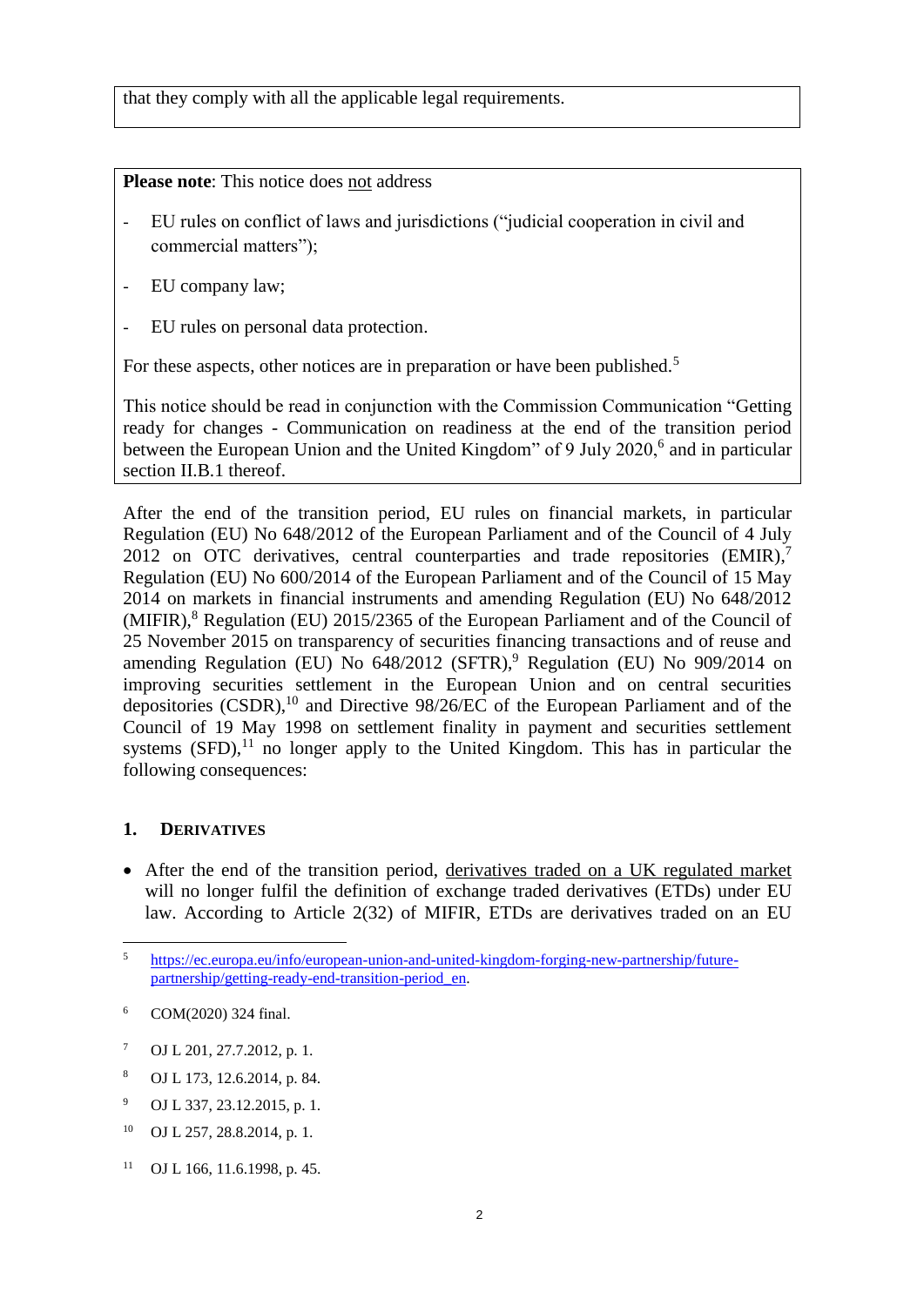that they comply with all the applicable legal requirements.

**Please note**: This notice does not address

- EU rules on conflict of laws and jurisdictions ("judicial cooperation in civil and commercial matters");
- EU company law;
- EU rules on personal data protection.

For these aspects, other notices are in preparation or have been published.[5]

This notice should be read in conjunction with the Commission Communication "Getting ready for changes - Communication on readiness at the end of the transition period between the European Union and the United Kingdom" of 9 July 2020,[6] and in particular section II.B.1 thereof.

After the end of the transition period, EU rules on financial markets, in particular Regulation (EU) No 648/2012 of the European Parliament and of the Council of 4 July 2012 on OTC derivatives, central counterparties and trade repositories (EMIR),[7] Regulation (EU) No 600/2014 of the European Parliament and of the Council of 15 May 2014 on markets in financial instruments and amending Regulation (EU) No 648/2012 (MIFIR),[8] Regulation (EU) 2015/2365 of the European Parliament and of the Council of 25 November 2015 on transparency of securities financing transactions and of reuse and amending Regulation (EU) No 648/2012 (SFTR),[9] Regulation (EU) No 909/2014 on improving securities settlement in the European Union and on central securities depositories (CSDR),[10] and Directive 98/26/EC of the European Parliament and of the Council of 19 May 1998 on settlement finality in payment and securities settlement systems (SFD),[11] no longer apply to the United Kingdom. This has in particular the following consequences:

## 1. Derivatives

- After the end of the transition period, derivatives traded on a UK regulated market will no longer fulfil the definition of exchange traded derivatives (ETDs) under EU law. According to Article 2(32) of MIFIR, ETDs are derivatives traded on an EU

---

[5] https://ec.europa.eu/info/european-union-and-united-kingdom-forging-new-partnership/future-partnership/getting-ready-end-transition-period_en.

[6] COM(2020) 324 final.

[7] OJ L 201, 27.7.2012, p. 1.

[8] OJ L 173, 12.6.2014, p. 84.

[9] OJ L 337, 23.12.2015, p. 1.

[10] OJ L 257, 28.8.2014, p. 1.

[11] OJ L 166, 11.6.1998, p. 45.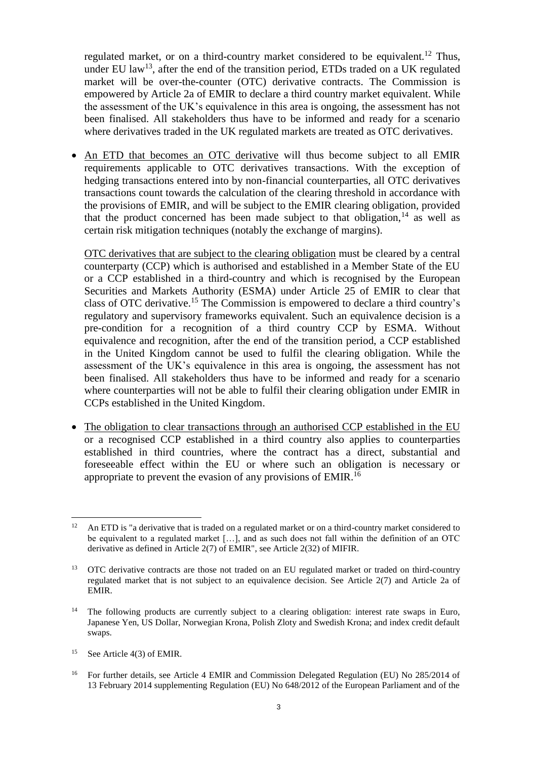regulated market, or on a third-country market considered to be equivalent.[12] Thus, under EU law[13], after the end of the transition period, ETDs traded on a UK regulated market will be over-the-counter (OTC) derivative contracts. The Commission is empowered by Article 2a of EMIR to declare a third country market equivalent. While the assessment of the UK's equivalence in this area is ongoing, the assessment has not been finalised. All stakeholders thus have to be informed and ready for a scenario where derivatives traded in the UK regulated markets are treated as OTC derivatives.

- An ETD that becomes an OTC derivative will thus become subject to all EMIR requirements applicable to OTC derivatives transactions. With the exception of hedging transactions entered into by non-financial counterparties, all OTC derivatives transactions count towards the calculation of the clearing threshold in accordance with the provisions of EMIR, and will be subject to the EMIR clearing obligation, provided that the product concerned has been made subject to that obligation,[14] as well as certain risk mitigation techniques (notably the exchange of margins).

  OTC derivatives that are subject to the clearing obligation must be cleared by a central counterparty (CCP) which is authorised and established in a Member State of the EU or a CCP established in a third-country and which is recognised by the European Securities and Markets Authority (ESMA) under Article 25 of EMIR to clear that class of OTC derivative.[15] The Commission is empowered to declare a third country's regulatory and supervisory frameworks equivalent. Such an equivalence decision is a pre-condition for a recognition of a third country CCP by ESMA. Without equivalence and recognition, after the end of the transition period, a CCP established in the United Kingdom cannot be used to fulfil the clearing obligation. While the assessment of the UK's equivalence in this area is ongoing, the assessment has not been finalised. All stakeholders thus have to be informed and ready for a scenario where counterparties will not be able to fulfil their clearing obligation under EMIR in CCPs established in the United Kingdom.

- The obligation to clear transactions through an authorised CCP established in the EU or a recognised CCP established in a third country also applies to counterparties established in third countries, where the contract has a direct, substantial and foreseeable effect within the EU or where such an obligation is necessary or appropriate to prevent the evasion of any provisions of EMIR.[16]

---

[12] An ETD is "a derivative that is traded on a regulated market or on a third-country market considered to be equivalent to a regulated market […], and as such does not fall within the definition of an OTC derivative as defined in Article 2(7) of EMIR", see Article 2(32) of MIFIR.

[13] OTC derivative contracts are those not traded on an EU regulated market or traded on third-country regulated market that is not subject to an equivalence decision. See Article 2(7) and Article 2a of EMIR.

[14] The following products are currently subject to a clearing obligation: interest rate swaps in Euro, Japanese Yen, US Dollar, Norwegian Krona, Polish Zloty and Swedish Krona; and index credit default swaps.

[15] See Article 4(3) of EMIR.

[16] For further details, see Article 4 EMIR and Commission Delegated Regulation (EU) No 285/2014 of 13 February 2014 supplementing Regulation (EU) No 648/2012 of the European Parliament and of the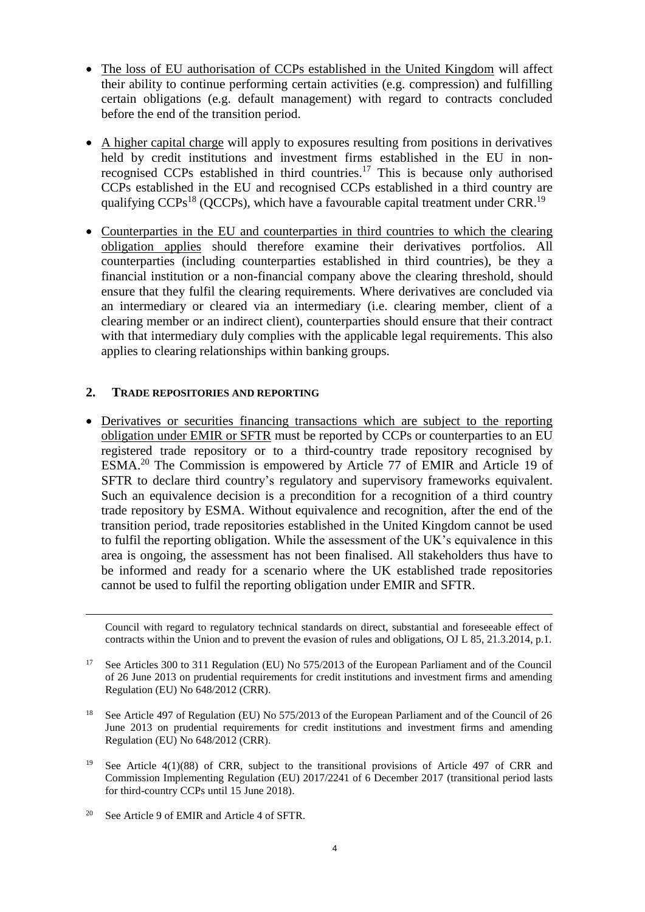- The loss of EU authorisation of CCPs established in the United Kingdom will affect their ability to continue performing certain activities (e.g. compression) and fulfilling certain obligations (e.g. default management) with regard to contracts concluded before the end of the transition period.

- A higher capital charge will apply to exposures resulting from positions in derivatives held by credit institutions and investment firms established in the EU in non-recognised CCPs established in third countries.[17] This is because only authorised CCPs established in the EU and recognised CCPs established in a third country are qualifying CCPs[18] (QCCPs), which have a favourable capital treatment under CRR.[19]

- Counterparties in the EU and counterparties in third countries to which the clearing obligation applies should therefore examine their derivatives portfolios. All counterparties (including counterparties established in third countries), be they a financial institution or a non-financial company above the clearing threshold, should ensure that they fulfil the clearing requirements. Where derivatives are concluded via an intermediary or cleared via an intermediary (i.e. clearing member, client of a clearing member or an indirect client), counterparties should ensure that their contract with that intermediary duly complies with the applicable legal requirements. This also applies to clearing relationships within banking groups.

## 2. TRADE REPOSITORIES AND REPORTING

- Derivatives or securities financing transactions which are subject to the reporting obligation under EMIR or SFTR must be reported by CCPs or counterparties to an EU registered trade repository or to a third-country trade repository recognised by ESMA.[20] The Commission is empowered by Article 77 of EMIR and Article 19 of SFTR to declare third country's regulatory and supervisory frameworks equivalent. Such an equivalence decision is a precondition for a recognition of a third country trade repository by ESMA. Without equivalence and recognition, after the end of the transition period, trade repositories established in the United Kingdom cannot be used to fulfil the reporting obligation. While the assessment of the UK's equivalence in this area is ongoing, the assessment has not been finalised. All stakeholders thus have to be informed and ready for a scenario where the UK established trade repositories cannot be used to fulfil the reporting obligation under EMIR and SFTR.

---

Council with regard to regulatory technical standards on direct, substantial and foreseeable effect of contracts within the Union and to prevent the evasion of rules and obligations, OJ L 85, 21.3.2014, p.1.

[17] See Articles 300 to 311 Regulation (EU) No 575/2013 of the European Parliament and of the Council of 26 June 2013 on prudential requirements for credit institutions and investment firms and amending Regulation (EU) No 648/2012 (CRR).

[18] See Article 497 of Regulation (EU) No 575/2013 of the European Parliament and of the Council of 26 June 2013 on prudential requirements for credit institutions and investment firms and amending Regulation (EU) No 648/2012 (CRR).

[19] See Article 4(1)(88) of CRR, subject to the transitional provisions of Article 497 of CRR and Commission Implementing Regulation (EU) 2017/2241 of 6 December 2017 (transitional period lasts for third-country CCPs until 15 June 2018).

[20] See Article 9 of EMIR and Article 4 of SFTR.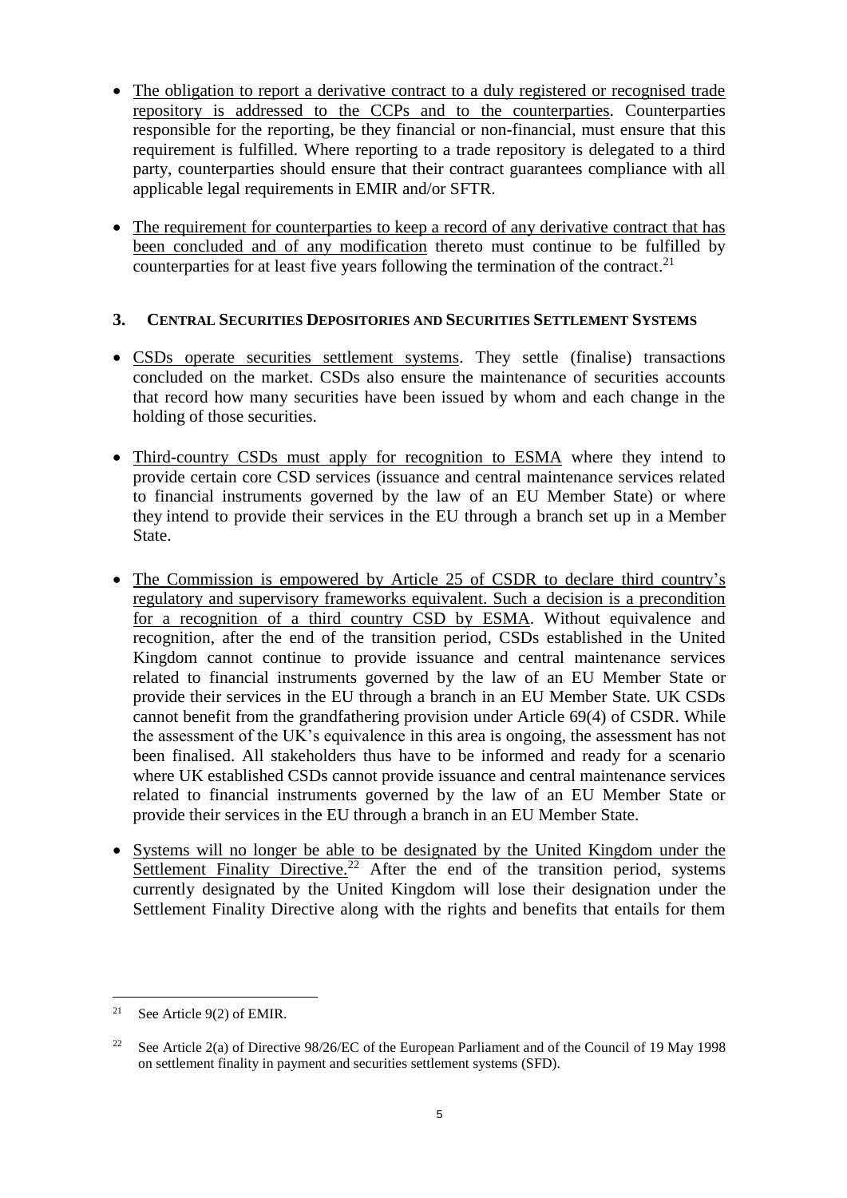- The obligation to report a derivative contract to a duly registered or recognised trade repository is addressed to the CCPs and to the counterparties. Counterparties responsible for the reporting, be they financial or non-financial, must ensure that this requirement is fulfilled. Where reporting to a trade repository is delegated to a third party, counterparties should ensure that their contract guarantees compliance with all applicable legal requirements in EMIR and/or SFTR.

- The requirement for counterparties to keep a record of any derivative contract that has been concluded and of any modification thereto must continue to be fulfilled by counterparties for at least five years following the termination of the contract.[21]

## 3. CENTRAL SECURITIES DEPOSITORIES AND SECURITIES SETTLEMENT SYSTEMS

- CSDs operate securities settlement systems. They settle (finalise) transactions concluded on the market. CSDs also ensure the maintenance of securities accounts that record how many securities have been issued by whom and each change in the holding of those securities.

- Third-country CSDs must apply for recognition to ESMA where they intend to provide certain core CSD services (issuance and central maintenance services related to financial instruments governed by the law of an EU Member State) or where they intend to provide their services in the EU through a branch set up in a Member State.

- The Commission is empowered by Article 25 of CSDR to declare third country's regulatory and supervisory frameworks equivalent. Such a decision is a precondition for a recognition of a third country CSD by ESMA. Without equivalence and recognition, after the end of the transition period, CSDs established in the United Kingdom cannot continue to provide issuance and central maintenance services related to financial instruments governed by the law of an EU Member State or provide their services in the EU through a branch in an EU Member State. UK CSDs cannot benefit from the grandfathering provision under Article 69(4) of CSDR. While the assessment of the UK's equivalence in this area is ongoing, the assessment has not been finalised. All stakeholders thus have to be informed and ready for a scenario where UK established CSDs cannot provide issuance and central maintenance services related to financial instruments governed by the law of an EU Member State or provide their services in the EU through a branch in an EU Member State.

- Systems will no longer be able to be designated by the United Kingdom under the Settlement Finality Directive.[22] After the end of the transition period, systems currently designated by the United Kingdom will lose their designation under the Settlement Finality Directive along with the rights and benefits that entails for them

---

[21] See Article 9(2) of EMIR.

[22] See Article 2(a) of Directive 98/26/EC of the European Parliament and of the Council of 19 May 1998 on settlement finality in payment and securities settlement systems (SFD).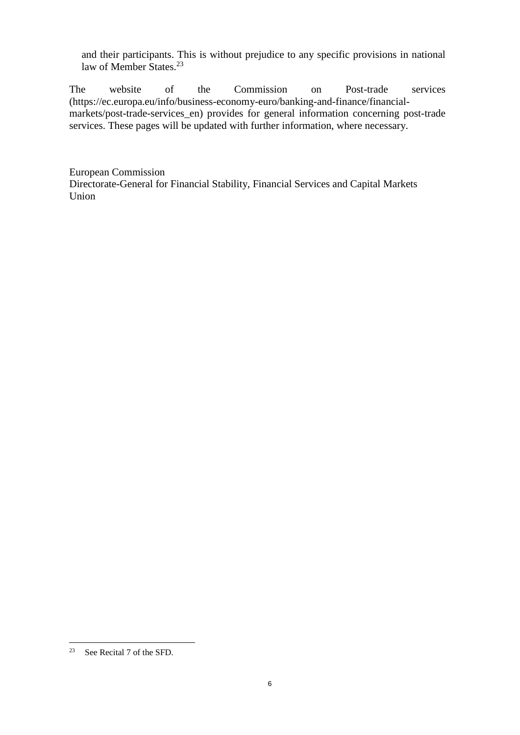and their participants. This is without prejudice to any specific provisions in national law of Member States.[23]

The website of the Commission on Post-trade services (https://ec.europa.eu/info/business-economy-euro/banking-and-finance/financial-markets/post-trade-services_en) provides for general information concerning post-trade services. These pages will be updated with further information, where necessary.

European Commission
Directorate-General for Financial Stability, Financial Services and Capital Markets Union

[23] See Recital 7 of the SFD.